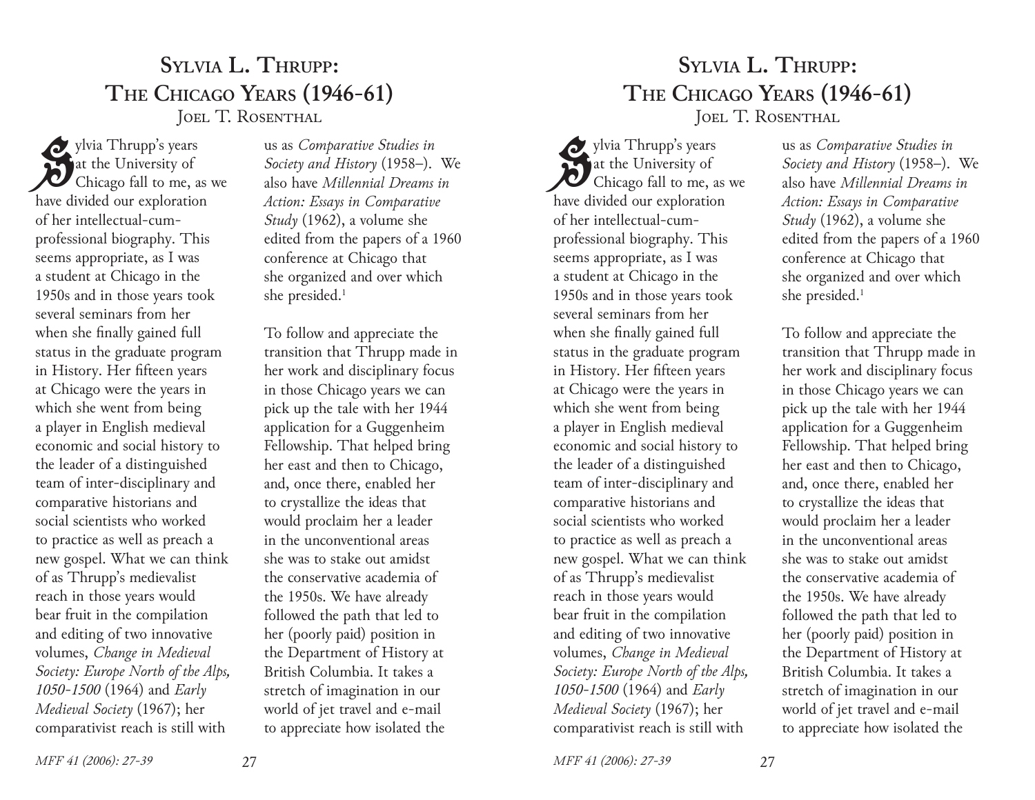# Sylvia L. Thrupp: The Chicago Years (1946-61)

Joel T. Rosenthal

Sylvia Thrupp's years at the University of Chicago fall to me, as we have divided our exploration of her intellectual-cum-professional biography. This seems appropriate, as I was a student at Chicago in the 1950s and in those years took several seminars from her when she finally gained full status in the graduate program in History. Her fifteen years at Chicago were the years in which she went from being a player in English medieval economic and social history to the leader of a distinguished team of inter-disciplinary and comparative historians and social scientists who worked to practice as well as preach a new gospel. What we can think of as Thrupp's medievalist reach in those years would bear fruit in the compilation and editing of two innovative volumes, *Change in Medieval Society: Europe North of the Alps, 1050-1500* (1964) and *Early Medieval Society* (1967); her comparativist reach is still with us as *Comparative Studies in Society and History* (1958–). We also have *Millennial Dreams in Action: Essays in Comparative Study* (1962), a volume she edited from the papers of a 1960 conference at Chicago that she organized and over which she presided.[1]

To follow and appreciate the transition that Thrupp made in her work and disciplinary focus in those Chicago years we can pick up the tale with her 1944 application for a Guggenheim Fellowship. That helped bring her east and then to Chicago, and, once there, enabled her to crystallize the ideas that would proclaim her a leader in the unconventional areas she was to stake out amidst the conservative academia of the 1950s. We have already followed the path that led to her (poorly paid) position in the Department of History at British Columbia. It takes a stretch of imagination in our world of jet travel and e-mail to appreciate how isolated the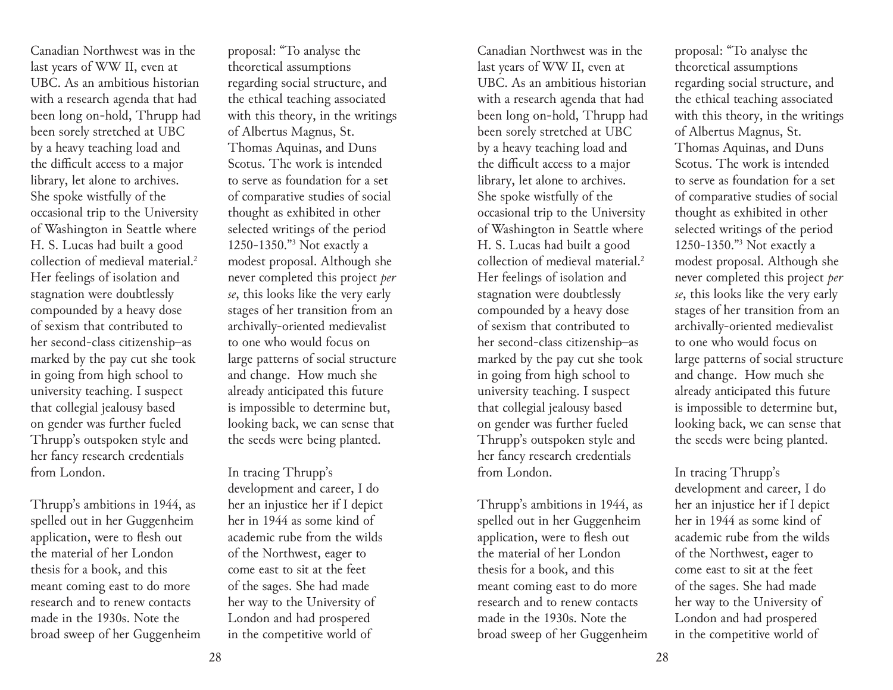Canadian Northwest was in the last years of WW II, even at UBC. As an ambitious historian with a research agenda that had been long on-hold, Thrupp had been sorely stretched at UBC by a heavy teaching load and the difficult access to a major library, let alone to archives. She spoke wistfully of the occasional trip to the University of Washington in Seattle where H. S. Lucas had built a good collection of medieval material.[2] Her feelings of isolation and stagnation were doubtlessly compounded by a heavy dose of sexism that contributed to her second-class citizenship–as marked by the pay cut she took in going from high school to university teaching. I suspect that collegial jealousy based on gender was further fueled Thrupp's outspoken style and her fancy research credentials from London.

Thrupp's ambitions in 1944, as spelled out in her Guggenheim application, were to flesh out the material of her London thesis for a book, and this meant coming east to do more research and to renew contacts made in the 1930s. Note the broad sweep of her Guggenheim proposal: "To analyse the theoretical assumptions regarding social structure, and the ethical teaching associated with this theory, in the writings of Albertus Magnus, St. Thomas Aquinas, and Duns Scotus. The work is intended to serve as foundation for a set of comparative studies of social thought as exhibited in other selected writings of the period 1250-1350."[3] Not exactly a modest proposal. Although she never completed this project *per se*, this looks like the very early stages of her transition from an archivally-oriented medievalist to one who would focus on large patterns of social structure and change. How much she already anticipated this future is impossible to determine but, looking back, we can sense that the seeds were being planted.

In tracing Thrupp's development and career, I do her an injustice her if I depict her in 1944 as some kind of academic rube from the wilds of the Northwest, eager to come east to sit at the feet of the sages. She had made her way to the University of London and had prospered in the competitive world of

Canadian Northwest was in the last years of WW II, even at UBC. As an ambitious historian with a research agenda that had been long on-hold, Thrupp had been sorely stretched at UBC by a heavy teaching load and the difficult access to a major library, let alone to archives. She spoke wistfully of the occasional trip to the University of Washington in Seattle where H. S. Lucas had built a good collection of medieval material.[2] Her feelings of isolation and stagnation were doubtlessly compounded by a heavy dose of sexism that contributed to her second-class citizenship–as marked by the pay cut she took in going from high school to university teaching. I suspect that collegial jealousy based on gender was further fueled Thrupp's outspoken style and her fancy research credentials from London.

Thrupp's ambitions in 1944, as spelled out in her Guggenheim application, were to flesh out the material of her London thesis for a book, and this meant coming east to do more research and to renew contacts made in the 1930s. Note the broad sweep of her Guggenheim proposal: "To analyse the theoretical assumptions regarding social structure, and the ethical teaching associated with this theory, in the writings of Albertus Magnus, St. Thomas Aquinas, and Duns Scotus. The work is intended to serve as foundation for a set of comparative studies of social thought as exhibited in other selected writings of the period 1250-1350."[3] Not exactly a modest proposal. Although she never completed this project *per se*, this looks like the very early stages of her transition from an archivally-oriented medievalist to one who would focus on large patterns of social structure and change. How much she already anticipated this future is impossible to determine but, looking back, we can sense that the seeds were being planted.

In tracing Thrupp's development and career, I do her an injustice her if I depict her in 1944 as some kind of academic rube from the wilds of the Northwest, eager to come east to sit at the feet of the sages. She had made her way to the University of London and had prospered in the competitive world of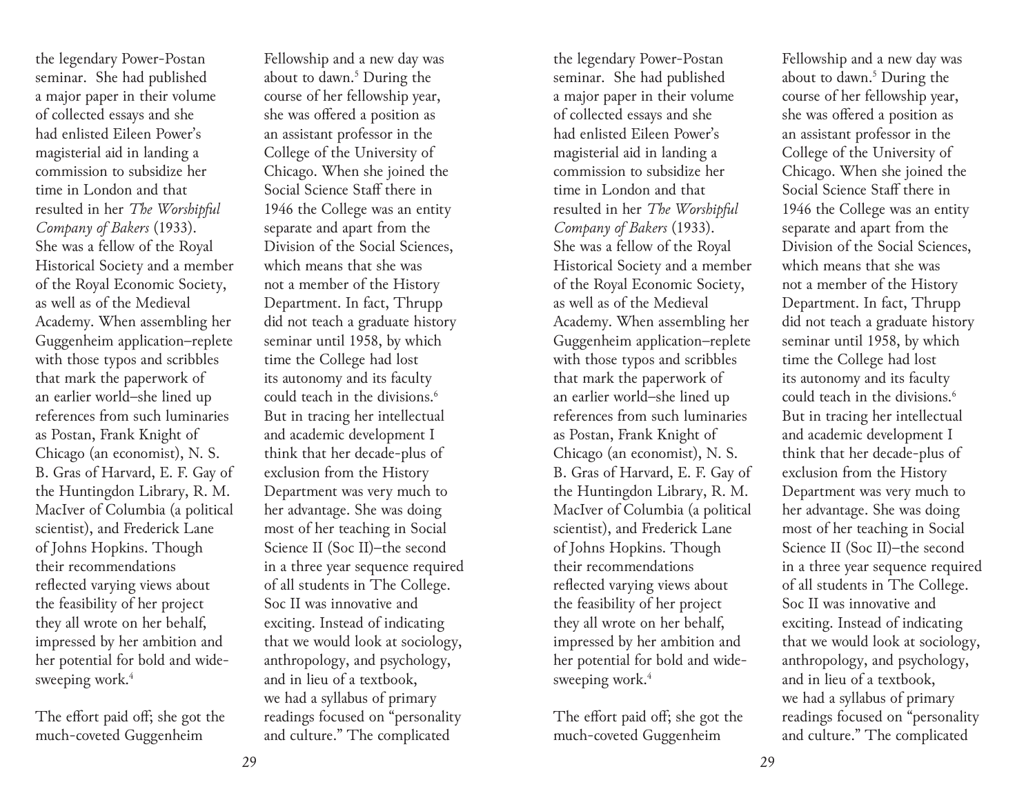the legendary Power-Postan seminar. She had published a major paper in their volume of collected essays and she had enlisted Eileen Power's magisterial aid in landing a commission to subsidize her time in London and that resulted in her *The Worshipful Company of Bakers* (1933). She was a fellow of the Royal Historical Society and a member of the Royal Economic Society, as well as of the Medieval Academy. When assembling her Guggenheim application–replete with those typos and scribbles that mark the paperwork of an earlier world–she lined up references from such luminaries as Postan, Frank Knight of Chicago (an economist), N. S. B. Gras of Harvard, E. F. Gay of the Huntingdon Library, R. M. MacIver of Columbia (a political scientist), and Frederick Lane of Johns Hopkins. Though their recommendations reflected varying views about the feasibility of her project they all wrote on her behalf, impressed by her ambition and her potential for bold and wide-sweeping work.[4]

The effort paid off; she got the much-coveted Guggenheim Fellowship and a new day was about to dawn.[5] During the course of her fellowship year, she was offered a position as an assistant professor in the College of the University of Chicago. When she joined the Social Science Staff there in 1946 the College was an entity separate and apart from the Division of the Social Sciences, which means that she was not a member of the History Department. In fact, Thrupp did not teach a graduate history seminar until 1958, by which time the College had lost its autonomy and its faculty could teach in the divisions.[6] But in tracing her intellectual and academic development I think that her decade-plus of exclusion from the History Department was very much to her advantage. She was doing most of her teaching in Social Science II (Soc II)–the second in a three year sequence required of all students in The College. Soc II was innovative and exciting. Instead of indicating that we would look at sociology, anthropology, and psychology, and in lieu of a textbook, we had a syllabus of primary readings focused on "personality and culture." The complicated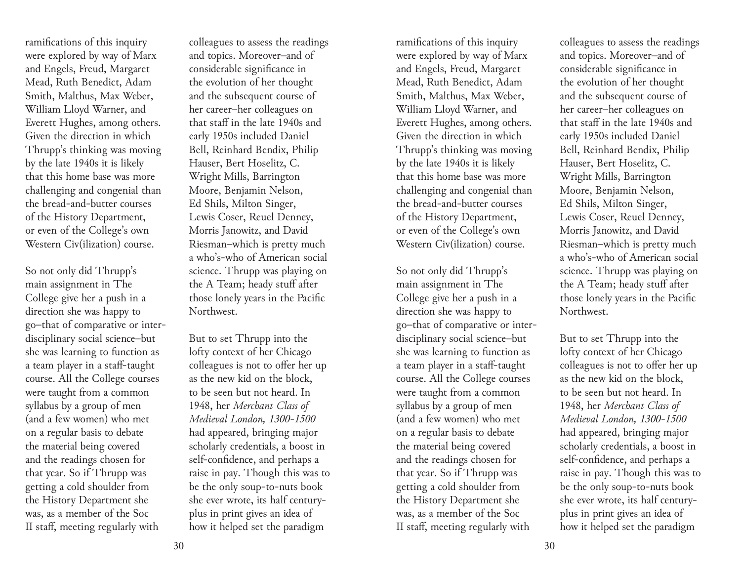ramifications of this inquiry were explored by way of Marx and Engels, Freud, Margaret Mead, Ruth Benedict, Adam Smith, Malthus, Max Weber, William Lloyd Warner, and Everett Hughes, among others. Given the direction in which Thrupp's thinking was moving by the late 1940s it is likely that this home base was more challenging and congenial than the bread-and-butter courses of the History Department, or even of the College's own Western Civ(ilization) course.

So not only did Thrupp's main assignment in The College give her a push in a direction she was happy to go–that of comparative or inter-disciplinary social science–but she was learning to function as a team player in a staff-taught course. All the College courses were taught from a common syllabus by a group of men (and a few women) who met on a regular basis to debate the material being covered and the readings chosen for that year. So if Thrupp was getting a cold shoulder from the History Department she was, as a member of the Soc II staff, meeting regularly with colleagues to assess the readings and topics. Moreover–and of considerable significance in the evolution of her thought and the subsequent course of her career–her colleagues on that staff in the late 1940s and early 1950s included Daniel Bell, Reinhard Bendix, Philip Hauser, Bert Hoselitz, C. Wright Mills, Barrington Moore, Benjamin Nelson, Ed Shils, Milton Singer, Lewis Coser, Reuel Denney, Morris Janowitz, and David Riesman–which is pretty much a who's-who of American social science. Thrupp was playing on the A Team; heady stuff after those lonely years in the Pacific Northwest.

But to set Thrupp into the lofty context of her Chicago colleagues is not to offer her up as the new kid on the block, to be seen but not heard. In 1948, her *Merchant Class of Medieval London, 1300-1500* had appeared, bringing major scholarly credentials, a boost in self-confidence, and perhaps a raise in pay. Though this was to be the only soup-to-nuts book she ever wrote, its half century-plus in print gives an idea of how it helped set the paradigm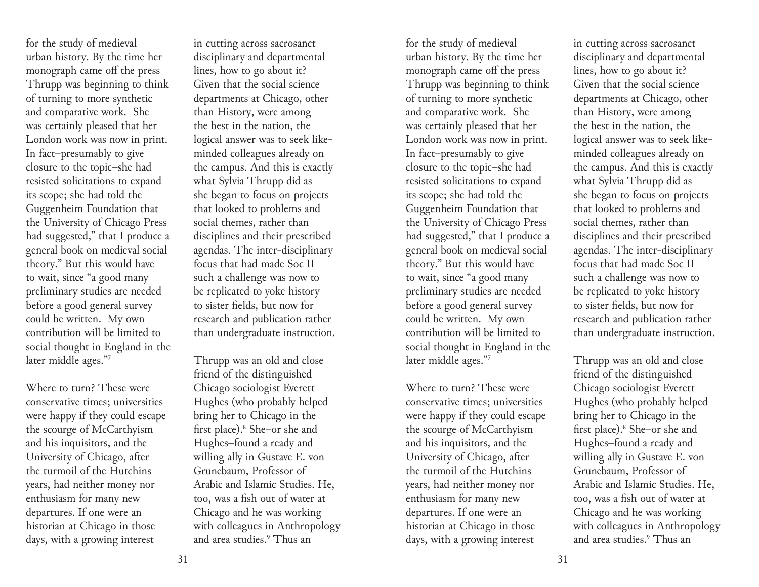for the study of medieval urban history. By the time her monograph came off the press Thrupp was beginning to think of turning to more synthetic and comparative work. She was certainly pleased that her London work was now in print. In fact–presumably to give closure to the topic–she had resisted solicitations to expand its scope; she had told the Guggenheim Foundation that the University of Chicago Press had suggested," that I produce a general book on medieval social theory." But this would have to wait, since "a good many preliminary studies are needed before a good general survey could be written. My own contribution will be limited to social thought in England in the later middle ages."[7]

Where to turn? These were conservative times; universities were happy if they could escape the scourge of McCarthyism and his inquisitors, and the University of Chicago, after the turmoil of the Hutchins years, had neither money nor enthusiasm for many new departures. If one were an historian at Chicago in those days, with a growing interest in cutting across sacrosanct disciplinary and departmental lines, how to go about it? Given that the social science departments at Chicago, other than History, were among the best in the nation, the logical answer was to seek like-minded colleagues already on the campus. And this is exactly what Sylvia Thrupp did as she began to focus on projects that looked to problems and social themes, rather than disciplines and their prescribed agendas. The inter-disciplinary focus that had made Soc II such a challenge was now to be replicated to yoke history to sister fields, but now for research and publication rather than undergraduate instruction.

Thrupp was an old and close friend of the distinguished Chicago sociologist Everett Hughes (who probably helped bring her to Chicago in the first place).[8] She–or she and Hughes–found a ready and willing ally in Gustave E. von Grunebaum, Professor of Arabic and Islamic Studies. He, too, was a fish out of water at Chicago and he was working with colleagues in Anthropology and area studies.[9] Thus an

for the study of medieval urban history. By the time her monograph came off the press Thrupp was beginning to think of turning to more synthetic and comparative work. She was certainly pleased that her London work was now in print. In fact–presumably to give closure to the topic–she had resisted solicitations to expand its scope; she had told the Guggenheim Foundation that the University of Chicago Press had suggested," that I produce a general book on medieval social theory." But this would have to wait, since "a good many preliminary studies are needed before a good general survey could be written. My own contribution will be limited to social thought in England in the later middle ages."[7]

Where to turn? These were conservative times; universities were happy if they could escape the scourge of McCarthyism and his inquisitors, and the University of Chicago, after the turmoil of the Hutchins years, had neither money nor enthusiasm for many new departures. If one were an historian at Chicago in those days, with a growing interest in cutting across sacrosanct disciplinary and departmental lines, how to go about it? Given that the social science departments at Chicago, other than History, were among the best in the nation, the logical answer was to seek like-minded colleagues already on the campus. And this is exactly what Sylvia Thrupp did as she began to focus on projects that looked to problems and social themes, rather than disciplines and their prescribed agendas. The inter-disciplinary focus that had made Soc II such a challenge was now to be replicated to yoke history to sister fields, but now for research and publication rather than undergraduate instruction.

Thrupp was an old and close friend of the distinguished Chicago sociologist Everett Hughes (who probably helped bring her to Chicago in the first place).[8] She–or she and Hughes–found a ready and willing ally in Gustave E. von Grunebaum, Professor of Arabic and Islamic Studies. He, too, was a fish out of water at Chicago and he was working with colleagues in Anthropology and area studies.[9] Thus an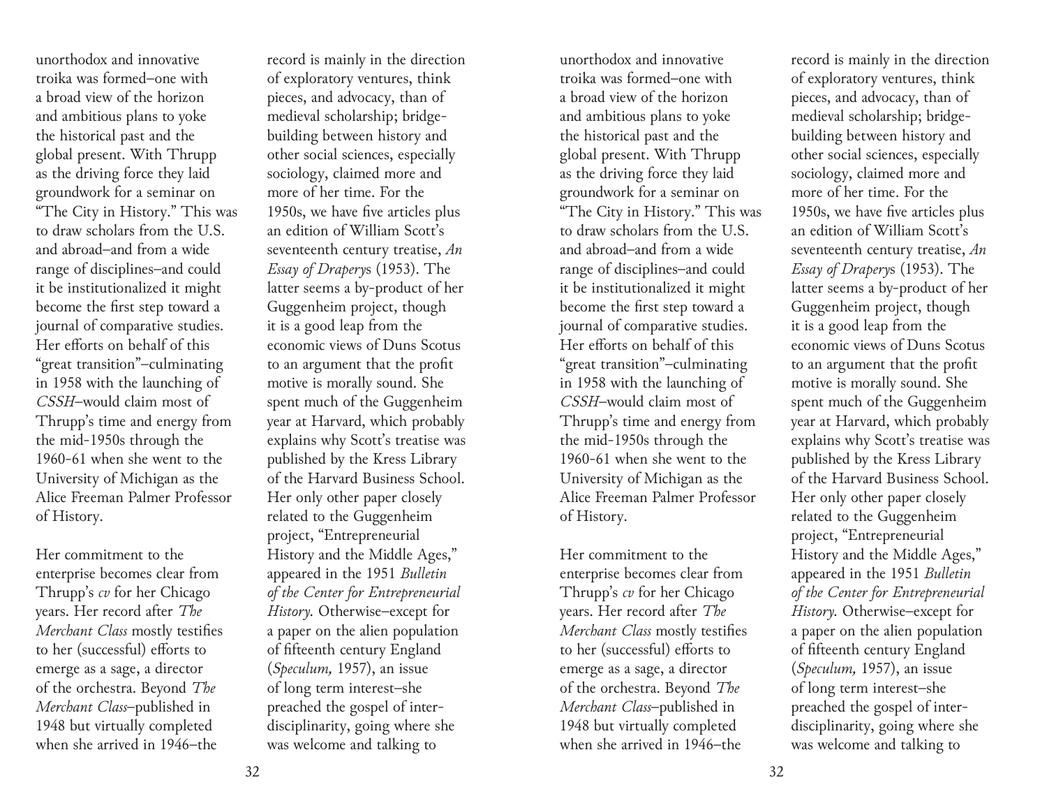unorthodox and innovative troika was formed–one with a broad view of the horizon and ambitious plans to yoke the historical past and the global present. With Thrupp as the driving force they laid groundwork for a seminar on "The City in History." This was to draw scholars from the U.S. and abroad–and from a wide range of disciplines–and could it be institutionalized it might become the first step toward a journal of comparative studies. Her efforts on behalf of this "great transition"–culminating in 1958 with the launching of *CSSH*–would claim most of Thrupp's time and energy from the mid-1950s through the 1960-61 when she went to the University of Michigan as the Alice Freeman Palmer Professor of History.

Her commitment to the enterprise becomes clear from Thrupp's *cv* for her Chicago years. Her record after *The Merchant Class* mostly testifies to her (successful) efforts to emerge as a sage, a director of the orchestra. Beyond *The Merchant Class*–published in 1948 but virtually completed when she arrived in 1946–the record is mainly in the direction of exploratory ventures, think pieces, and advocacy, than of medieval scholarship; bridge-building between history and other social sciences, especially sociology, claimed more and more of her time. For the 1950s, we have five articles plus an edition of William Scott's seventeenth century treatise, *An Essay of Drapery*s (1953). The latter seems a by-product of her Guggenheim project, though it is a good leap from the economic views of Duns Scotus to an argument that the profit motive is morally sound. She spent much of the Guggenheim year at Harvard, which probably explains why Scott's treatise was published by the Kress Library of the Harvard Business School. Her only other paper closely related to the Guggenheim project, "Entrepreneurial History and the Middle Ages," appeared in the 1951 *Bulletin of the Center for Entrepreneurial History.* Otherwise–except for a paper on the alien population of fifteenth century England (*Speculum,* 1957), an issue of long term interest–she preached the gospel of inter-disciplinarity, going where she was welcome and talking to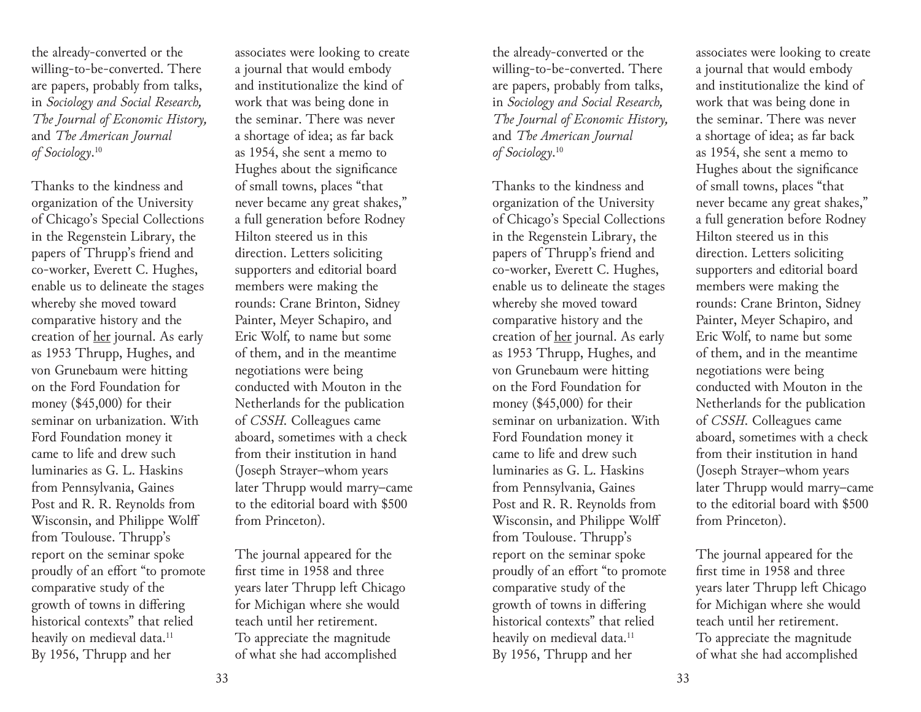the already-converted or the willing-to-be-converted. There are papers, probably from talks, in *Sociology and Social Research, The Journal of Economic History,* and *The American Journal of Sociology*.[10]

Thanks to the kindness and organization of the University of Chicago's Special Collections in the Regenstein Library, the papers of Thrupp's friend and co-worker, Everett C. Hughes, enable us to delineate the stages whereby she moved toward comparative history and the creation of <u>her</u> journal. As early as 1953 Thrupp, Hughes, and von Grunebaum were hitting on the Ford Foundation for money ($45,000) for their seminar on urbanization. With Ford Foundation money it came to life and drew such luminaries as G. L. Haskins from Pennsylvania, Gaines Post and R. R. Reynolds from Wisconsin, and Philippe Wolff from Toulouse. Thrupp's report on the seminar spoke proudly of an effort "to promote comparative study of the growth of towns in differing historical contexts" that relied heavily on medieval data.[11] By 1956, Thrupp and her associates were looking to create a journal that would embody and institutionalize the kind of work that was being done in the seminar. There was never a shortage of idea; as far back as 1954, she sent a memo to Hughes about the significance of small towns, places "that never became any great shakes," a full generation before Rodney Hilton steered us in this direction. Letters soliciting supporters and editorial board members were making the rounds: Crane Brinton, Sidney Painter, Meyer Schapiro, and Eric Wolf, to name but some of them, and in the meantime negotiations were being conducted with Mouton in the Netherlands for the publication of *CSSH*. Colleagues came aboard, sometimes with a check from their institution in hand (Joseph Strayer–whom years later Thrupp would marry–came to the editorial board with $500 from Princeton).

The journal appeared for the first time in 1958 and three years later Thrupp left Chicago for Michigan where she would teach until her retirement. To appreciate the magnitude of what she had accomplished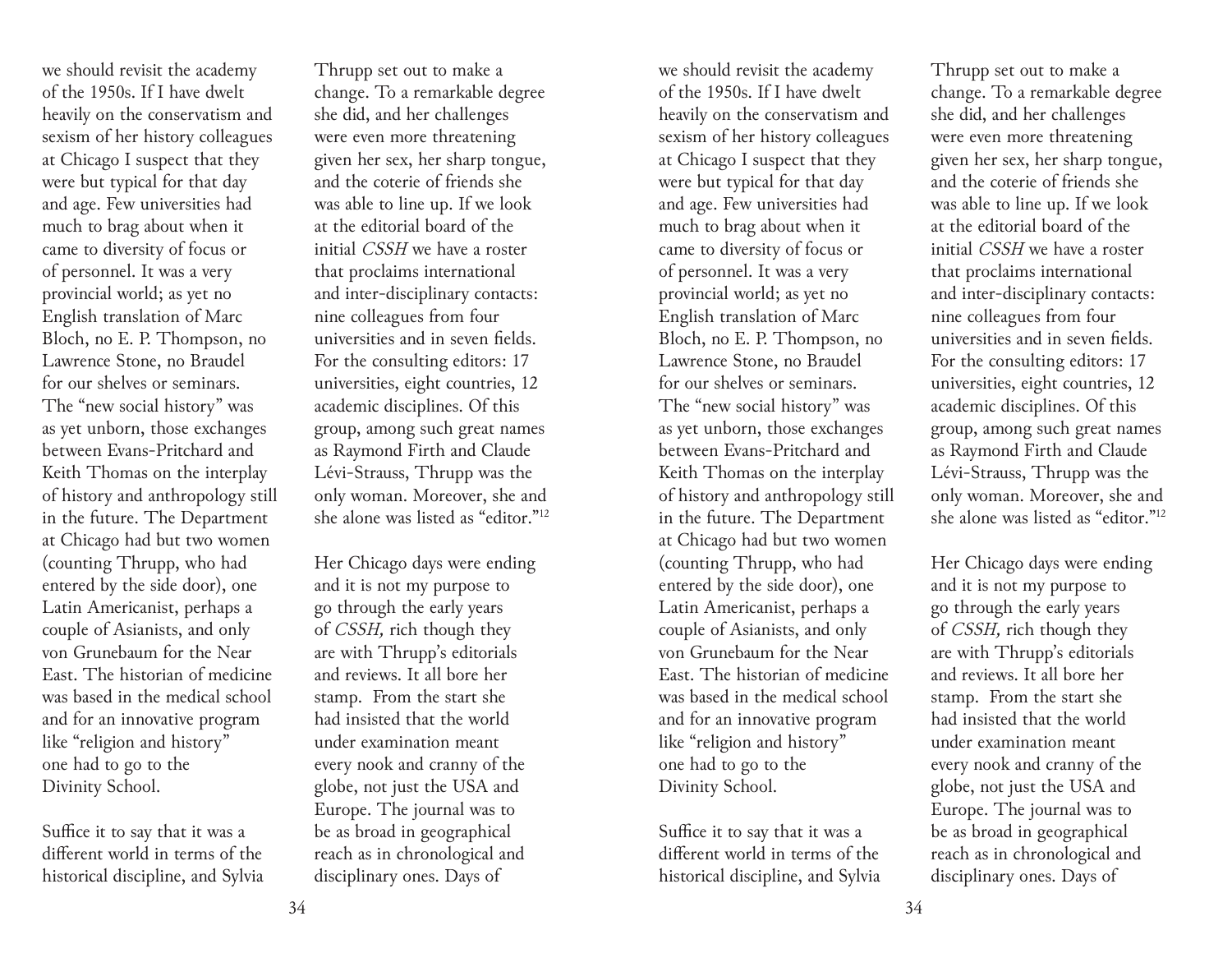we should revisit the academy of the 1950s. If I have dwelt heavily on the conservatism and sexism of her history colleagues at Chicago I suspect that they were but typical for that day and age. Few universities had much to brag about when it came to diversity of focus or of personnel. It was a very provincial world; as yet no English translation of Marc Bloch, no E. P. Thompson, no Lawrence Stone, no Braudel for our shelves or seminars. The "new social history" was as yet unborn, those exchanges between Evans-Pritchard and Keith Thomas on the interplay of history and anthropology still in the future. The Department at Chicago had but two women (counting Thrupp, who had entered by the side door), one Latin Americanist, perhaps a couple of Asianists, and only von Grunebaum for the Near East. The historian of medicine was based in the medical school and for an innovative program like "religion and history" one had to go to the Divinity School.

Suffice it to say that it was a different world in terms of the historical discipline, and Sylvia Thrupp set out to make a change. To a remarkable degree she did, and her challenges were even more threatening given her sex, her sharp tongue, and the coterie of friends she was able to line up. If we look at the editorial board of the initial *CSSH* we have a roster that proclaims international and inter-disciplinary contacts: nine colleagues from four universities and in seven fields. For the consulting editors: 17 universities, eight countries, 12 academic disciplines. Of this group, among such great names as Raymond Firth and Claude Lévi-Strauss, Thrupp was the only woman. Moreover, she and she alone was listed as "editor."[12]

Her Chicago days were ending and it is not my purpose to go through the early years of *CSSH,* rich though they are with Thrupp's editorials and reviews. It all bore her stamp. From the start she had insisted that the world under examination meant every nook and cranny of the globe, not just the USA and Europe. The journal was to be as broad in geographical reach as in chronological and disciplinary ones. Days of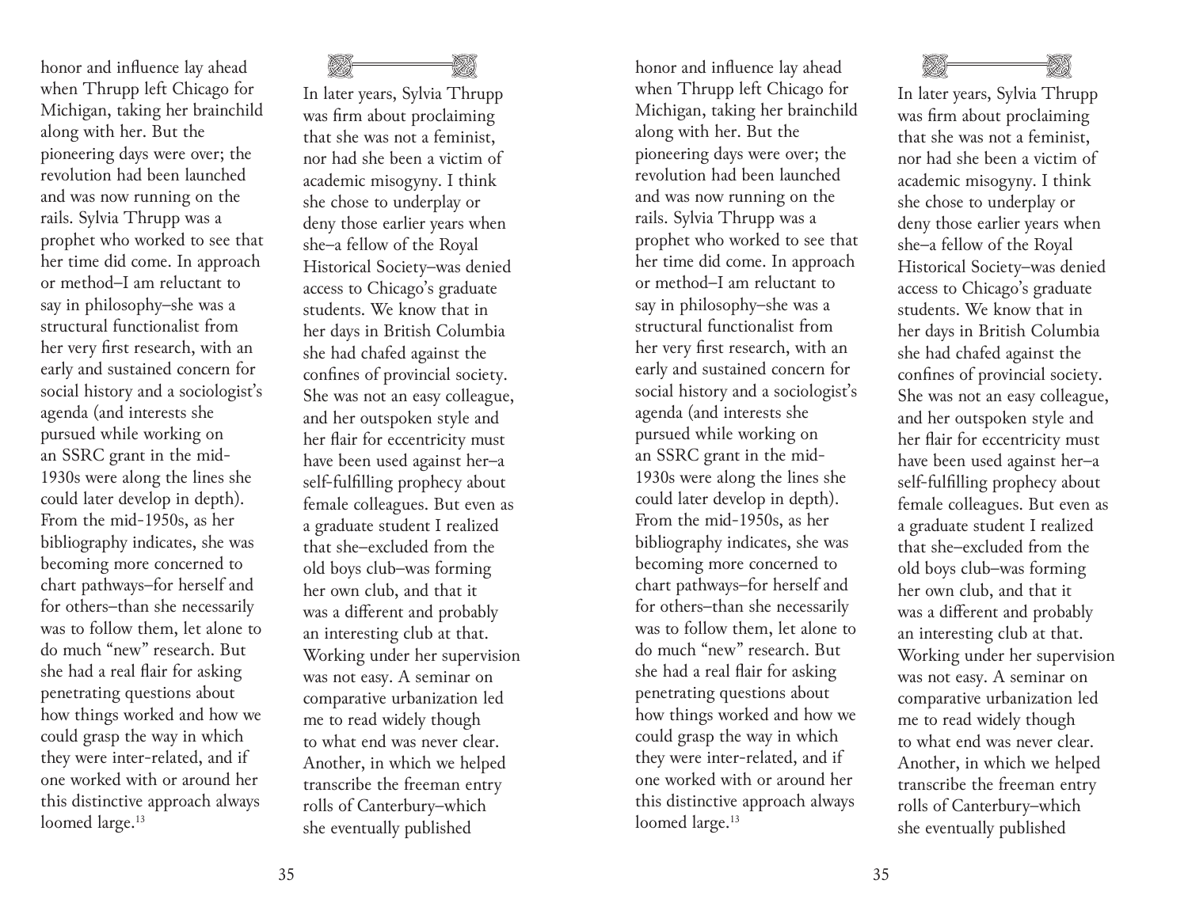honor and influence lay ahead when Thrupp left Chicago for Michigan, taking her brainchild along with her. But the pioneering days were over; the revolution had been launched and was now running on the rails. Sylvia Thrupp was a prophet who worked to see that her time did come. In approach or method–I am reluctant to say in philosophy–she was a structural functionalist from her very first research, with an early and sustained concern for social history and a sociologist's agenda (and interests she pursued while working on an SSRC grant in the mid-1930s were along the lines she could later develop in depth). From the mid-1950s, as her bibliography indicates, she was becoming more concerned to chart pathways–for herself and for others–than she necessarily was to follow them, let alone to do much "new" research. But she had a real flair for asking penetrating questions about how things worked and how we could grasp the way in which they were inter-related, and if one worked with or around her this distinctive approach always loomed large.[13]

---

In later years, Sylvia Thrupp was firm about proclaiming that she was not a feminist, nor had she been a victim of academic misogyny. I think she chose to underplay or deny those earlier years when she–a fellow of the Royal Historical Society–was denied access to Chicago's graduate students. We know that in her days in British Columbia she had chafed against the confines of provincial society. She was not an easy colleague, and her outspoken style and her flair for eccentricity must have been used against her–a self-fulfilling prophecy about female colleagues. But even as a graduate student I realized that she–excluded from the old boys club–was forming her own club, and that it was a different and probably an interesting club at that. Working under her supervision was not easy. A seminar on comparative urbanization led me to read widely though to what end was never clear. Another, in which we helped transcribe the freeman entry rolls of Canterbury–which she eventually published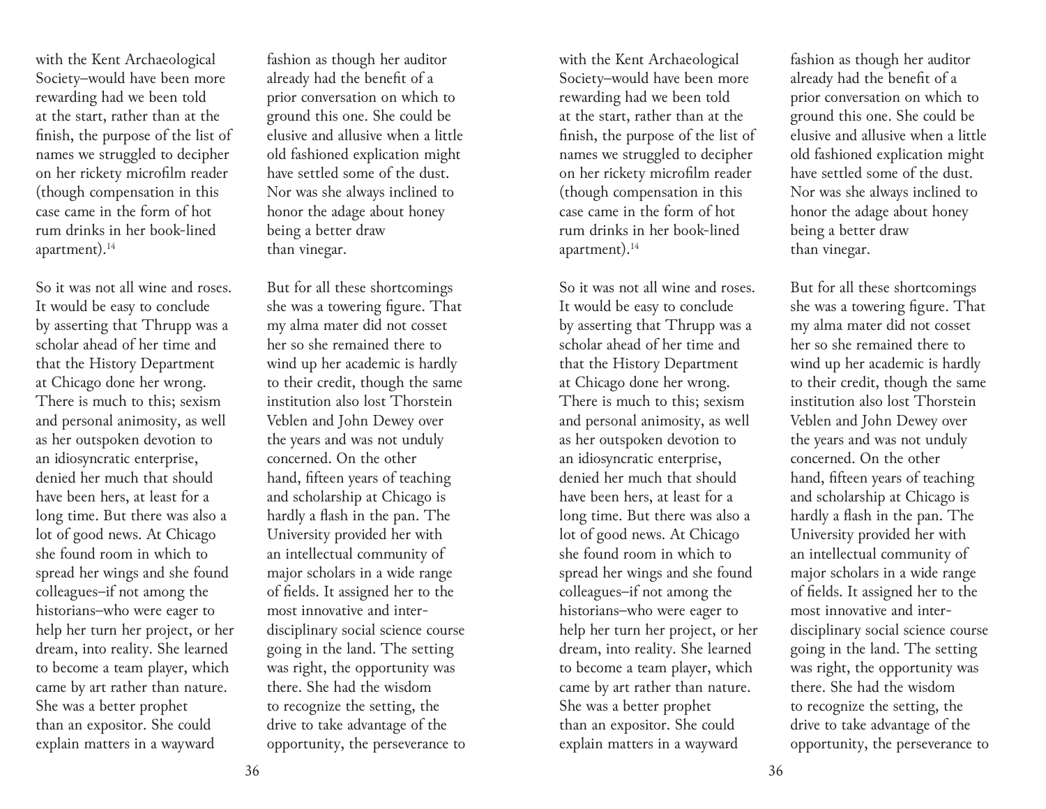with the Kent Archaeological Society–would have been more rewarding had we been told at the start, rather than at the finish, the purpose of the list of names we struggled to decipher on her rickety microfilm reader (though compensation in this case came in the form of hot rum drinks in her book-lined apartment).[14]

So it was not all wine and roses. It would be easy to conclude by asserting that Thrupp was a scholar ahead of her time and that the History Department at Chicago done her wrong. There is much to this; sexism and personal animosity, as well as her outspoken devotion to an idiosyncratic enterprise, denied her much that should have been hers, at least for a long time. But there was also a lot of good news. At Chicago she found room in which to spread her wings and she found colleagues–if not among the historians–who were eager to help her turn her project, or her dream, into reality. She learned to become a team player, which came by art rather than nature. She was a better prophet than an expositor. She could explain matters in a wayward fashion as though her auditor already had the benefit of a prior conversation on which to ground this one. She could be elusive and allusive when a little old fashioned explication might have settled some of the dust. Nor was she always inclined to honor the adage about honey being a better draw than vinegar.

But for all these shortcomings she was a towering figure. That my alma mater did not cosset her so she remained there to wind up her academic is hardly to their credit, though the same institution also lost Thorstein Veblen and John Dewey over the years and was not unduly concerned. On the other hand, fifteen years of teaching and scholarship at Chicago is hardly a flash in the pan. The University provided her with an intellectual community of major scholars in a wide range of fields. It assigned her to the most innovative and inter-disciplinary social science course going in the land. The setting was right, the opportunity was there. She had the wisdom to recognize the setting, the drive to take advantage of the opportunity, the perseverance to

with the Kent Archaeological Society–would have been more rewarding had we been told at the start, rather than at the finish, the purpose of the list of names we struggled to decipher on her rickety microfilm reader (though compensation in this case came in the form of hot rum drinks in her book-lined apartment).[14]

So it was not all wine and roses. It would be easy to conclude by asserting that Thrupp was a scholar ahead of her time and that the History Department at Chicago done her wrong. There is much to this; sexism and personal animosity, as well as her outspoken devotion to an idiosyncratic enterprise, denied her much that should have been hers, at least for a long time. But there was also a lot of good news. At Chicago she found room in which to spread her wings and she found colleagues–if not among the historians–who were eager to help her turn her project, or her dream, into reality. She learned to become a team player, which came by art rather than nature. She was a better prophet than an expositor. She could explain matters in a wayward fashion as though her auditor already had the benefit of a prior conversation on which to ground this one. She could be elusive and allusive when a little old fashioned explication might have settled some of the dust. Nor was she always inclined to honor the adage about honey being a better draw than vinegar.

But for all these shortcomings she was a towering figure. That my alma mater did not cosset her so she remained there to wind up her academic is hardly to their credit, though the same institution also lost Thorstein Veblen and John Dewey over the years and was not unduly concerned. On the other hand, fifteen years of teaching and scholarship at Chicago is hardly a flash in the pan. The University provided her with an intellectual community of major scholars in a wide range of fields. It assigned her to the most innovative and inter-disciplinary social science course going in the land. The setting was right, the opportunity was there. She had the wisdom to recognize the setting, the drive to take advantage of the opportunity, the perseverance to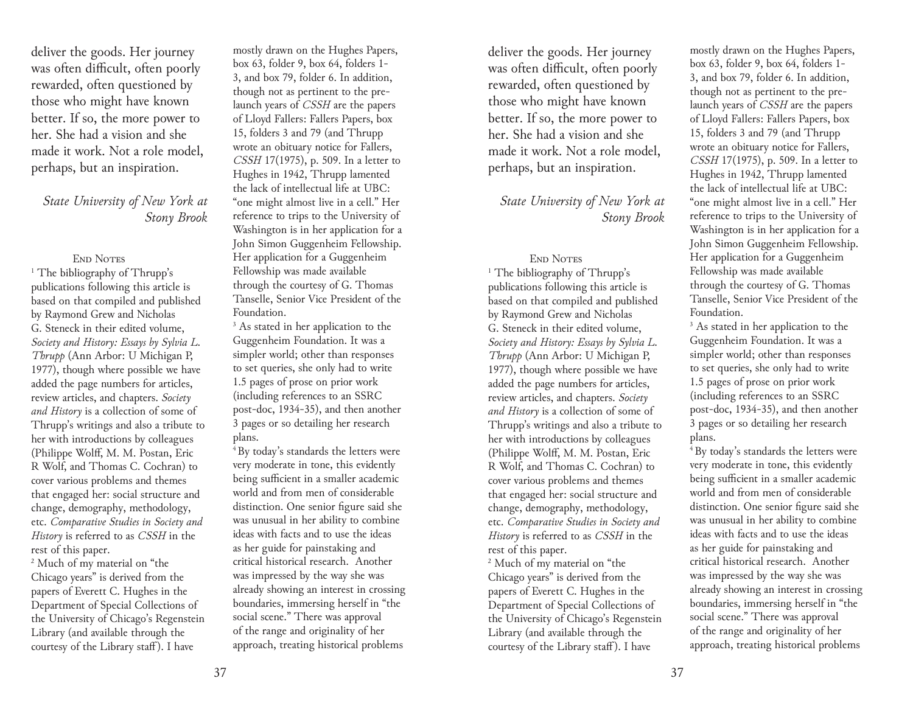deliver the goods. Her journey was often difficult, often poorly rewarded, often questioned by those who might have known better. If so, the more power to her. She had a vision and she made it work. Not a role model, perhaps, but an inspiration.

*State University of New York at Stony Brook*

## End Notes

[1] The bibliography of Thrupp's publications following this article is based on that compiled and published by Raymond Grew and Nicholas G. Steneck in their edited volume, *Society and History: Essays by Sylvia L. Thrupp* (Ann Arbor: U Michigan P, 1977), though where possible we have added the page numbers for articles, review articles, and chapters. *Society and History* is a collection of some of Thrupp's writings and also a tribute to her with introductions by colleagues (Philippe Wolff, M. M. Postan, Eric R Wolf, and Thomas C. Cochran) to cover various problems and themes that engaged her: social structure and change, demography, methodology, etc. *Comparative Studies in Society and History* is referred to as *CSSH* in the rest of this paper.

[2] Much of my material on "the Chicago years" is derived from the papers of Everett C. Hughes in the Department of Special Collections of the University of Chicago's Regenstein Library (and available through the courtesy of the Library staff). I have mostly drawn on the Hughes Papers, box 63, folder 9, box 64, folders 1-3, and box 79, folder 6. In addition, though not as pertinent to the pre-launch years of *CSSH* are the papers of Lloyd Fallers: Fallers Papers, box 15, folders 3 and 79 (and Thrupp wrote an obituary notice for Fallers, *CSSH* 17(1975), p. 509. In a letter to Hughes in 1942, Thrupp lamented the lack of intellectual life at UBC: "one might almost live in a cell." Her reference to trips to the University of Washington is in her application for a John Simon Guggenheim Fellowship. Her application for a Guggenheim Fellowship was made available through the courtesy of G. Thomas Tanselle, Senior Vice President of the Foundation.

[3] As stated in her application to the Guggenheim Foundation. It was a simpler world; other than responses to set queries, she only had to write 1.5 pages of prose on prior work (including references to an SSRC post-doc, 1934-35), and then another 3 pages or so detailing her research plans.

[4] By today's standards the letters were very moderate in tone, this evidently being sufficient in a smaller academic world and from men of considerable distinction. One senior figure said she was unusual in her ability to combine ideas with facts and to use the ideas as her guide for painstaking and critical historical research. Another was impressed by the way she was already showing an interest in crossing boundaries, immersing herself in "the social scene." There was approval of the range and originality of her approach, treating historical problems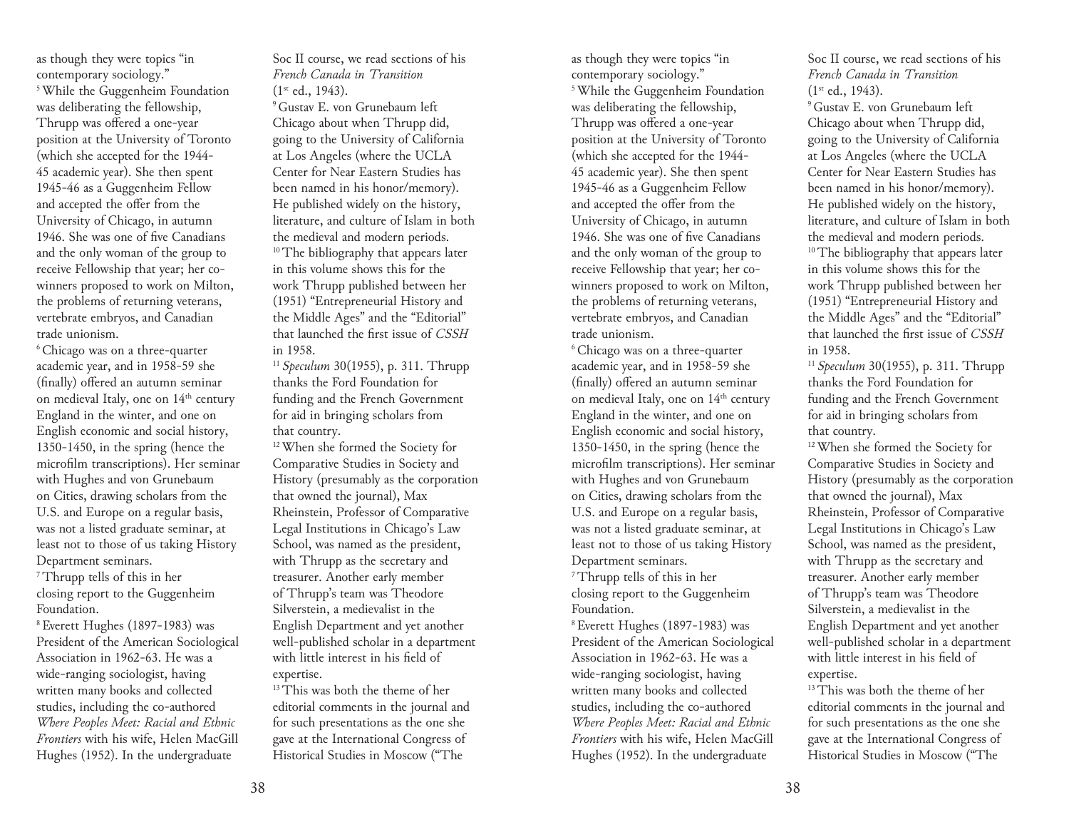as though they were topics "in contemporary sociology."

[5] While the Guggenheim Foundation was deliberating the fellowship, Thrupp was offered a one-year position at the University of Toronto (which she accepted for the 1944-45 academic year). She then spent 1945-46 as a Guggenheim Fellow and accepted the offer from the University of Chicago, in autumn 1946. She was one of five Canadians and the only woman of the group to receive Fellowship that year; her co-winners proposed to work on Milton, the problems of returning veterans, vertebrate embryos, and Canadian trade unionism.

[6] Chicago was on a three-quarter academic year, and in 1958-59 she (finally) offered an autumn seminar on medieval Italy, one on 14th century England in the winter, and one on English economic and social history, 1350-1450, in the spring (hence the microfilm transcriptions). Her seminar with Hughes and von Grunebaum on Cities, drawing scholars from the U.S. and Europe on a regular basis, was not a listed graduate seminar, at least not to those of us taking History Department seminars.

[7] Thrupp tells of this in her closing report to the Guggenheim Foundation.

[8] Everett Hughes (1897-1983) was President of the American Sociological Association in 1962-63. He was a wide-ranging sociologist, having written many books and collected studies, including the co-authored *Where Peoples Meet: Racial and Ethnic Frontiers* with his wife, Helen MacGill Hughes (1952). In the undergraduate Soc II course, we read sections of his *French Canada in Transition* (1st ed., 1943).

[9] Gustav E. von Grunebaum left Chicago about when Thrupp did, going to the University of California at Los Angeles (where the UCLA Center for Near Eastern Studies has been named in his honor/memory). He published widely on the history, literature, and culture of Islam in both the medieval and modern periods.

[10] The bibliography that appears later in this volume shows this for the work Thrupp published between her (1951) "Entrepreneurial History and the Middle Ages" and the "Editorial" that launched the first issue of *CSSH* in 1958.

[11] *Speculum* 30(1955), p. 311. Thrupp thanks the Ford Foundation for funding and the French Government for aid in bringing scholars from that country.

[12] When she formed the Society for Comparative Studies in Society and History (presumably as the corporation that owned the journal), Max Rheinstein, Professor of Comparative Legal Institutions in Chicago's Law School, was named as the president, with Thrupp as the secretary and treasurer. Another early member of Thrupp's team was Theodore Silverstein, a medievalist in the English Department and yet another well-published scholar in a department with little interest in his field of expertise.

[13] This was both the theme of her editorial comments in the journal and for such presentations as the one she gave at the International Congress of Historical Studies in Moscow ("The

as though they were topics "in contemporary sociology."

[5] While the Guggenheim Foundation was deliberating the fellowship, Thrupp was offered a one-year position at the University of Toronto (which she accepted for the 1944-45 academic year). She then spent 1945-46 as a Guggenheim Fellow and accepted the offer from the University of Chicago, in autumn 1946. She was one of five Canadians and the only woman of the group to receive Fellowship that year; her co-winners proposed to work on Milton, the problems of returning veterans, vertebrate embryos, and Canadian trade unionism.

[6] Chicago was on a three-quarter academic year, and in 1958-59 she (finally) offered an autumn seminar on medieval Italy, one on 14th century England in the winter, and one on English economic and social history, 1350-1450, in the spring (hence the microfilm transcriptions). Her seminar with Hughes and von Grunebaum on Cities, drawing scholars from the U.S. and Europe on a regular basis, was not a listed graduate seminar, at least not to those of us taking History Department seminars.

[7] Thrupp tells of this in her closing report to the Guggenheim Foundation.

[8] Everett Hughes (1897-1983) was President of the American Sociological Association in 1962-63. He was a wide-ranging sociologist, having written many books and collected studies, including the co-authored *Where Peoples Meet: Racial and Ethnic Frontiers* with his wife, Helen MacGill Hughes (1952). In the undergraduate Soc II course, we read sections of his *French Canada in Transition* (1st ed., 1943).

[9] Gustav E. von Grunebaum left Chicago about when Thrupp did, going to the University of California at Los Angeles (where the UCLA Center for Near Eastern Studies has been named in his honor/memory). He published widely on the history, literature, and culture of Islam in both the medieval and modern periods.

[10] The bibliography that appears later in this volume shows this for the work Thrupp published between her (1951) "Entrepreneurial History and the Middle Ages" and the "Editorial" that launched the first issue of *CSSH* in 1958.

[11] *Speculum* 30(1955), p. 311. Thrupp thanks the Ford Foundation for funding and the French Government for aid in bringing scholars from that country.

[12] When she formed the Society for Comparative Studies in Society and History (presumably as the corporation that owned the journal), Max Rheinstein, Professor of Comparative Legal Institutions in Chicago's Law School, was named as the president, with Thrupp as the secretary and treasurer. Another early member of Thrupp's team was Theodore Silverstein, a medievalist in the English Department and yet another well-published scholar in a department with little interest in his field of expertise.

[13] This was both the theme of her editorial comments in the journal and for such presentations as the one she gave at the International Congress of Historical Studies in Moscow ("The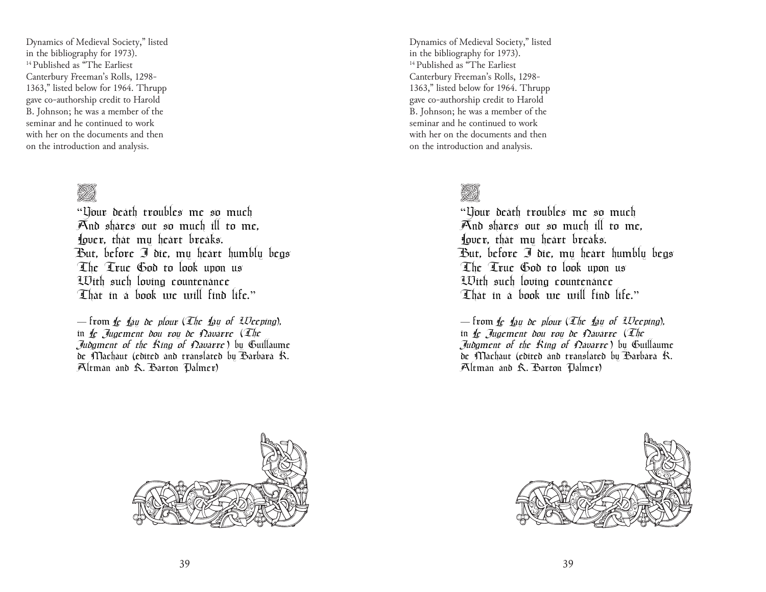Dynamics of Medieval Society," listed in the bibliography for 1973).

[14] Published as "The Earliest Canterbury Freeman's Rolls, 1298-1363," listed below for 1964. Thrupp gave co-authorship credit to Harold B. Johnson; he was a member of the seminar and he continued to work with her on the documents and then on the introduction and analysis.

"Your death troubles me so much
And shares out so much ill to me,
Lover, that my heart breaks.
But, before I die, my heart humbly begs
The True God to look upon us
With such loving countenance
That in a book we will find life."

— from *Le Lay de plour* (*The Lay of Weeping*), in *Le Jugement dou roy de Navarre* (*The Judgment of the King of Navarre*) by Guillaume de Machaut (edited and translated by Barbara K. Altman and R. Barton Palmer)